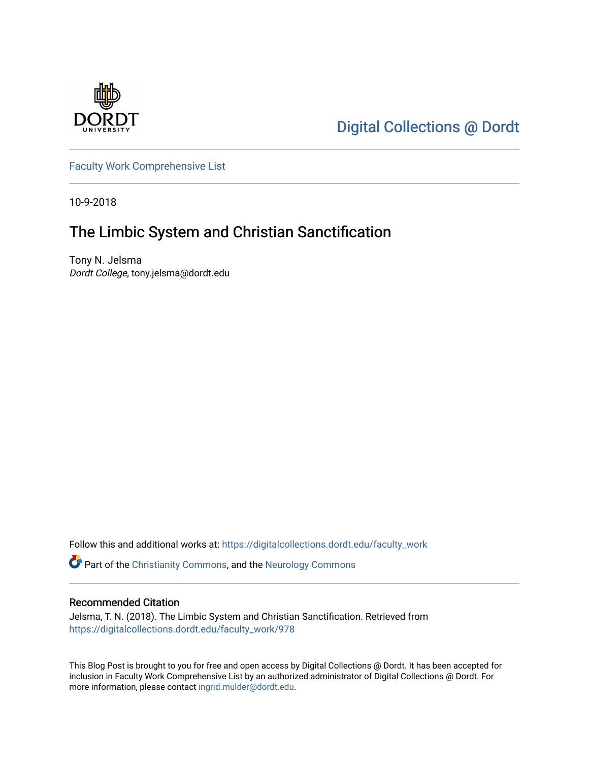Digital Collections @ Dordt

Faculty Work Comprehensive List

10-9-2018

# The Limbic System and Christian Sanctification

Tony N. Jelsma
*Dordt College*, tony.jelsma@dordt.edu

Follow this and additional works at: https://digitalcollections.dordt.edu/faculty_work

Part of the Christianity Commons, and the Neurology Commons

## Recommended Citation

Jelsma, T. N. (2018). The Limbic System and Christian Sanctification. Retrieved from https://digitalcollections.dordt.edu/faculty_work/978

This Blog Post is brought to you for free and open access by Digital Collections @ Dordt. It has been accepted for inclusion in Faculty Work Comprehensive List by an authorized administrator of Digital Collections @ Dordt. For more information, please contact ingrid.mulder@dordt.edu.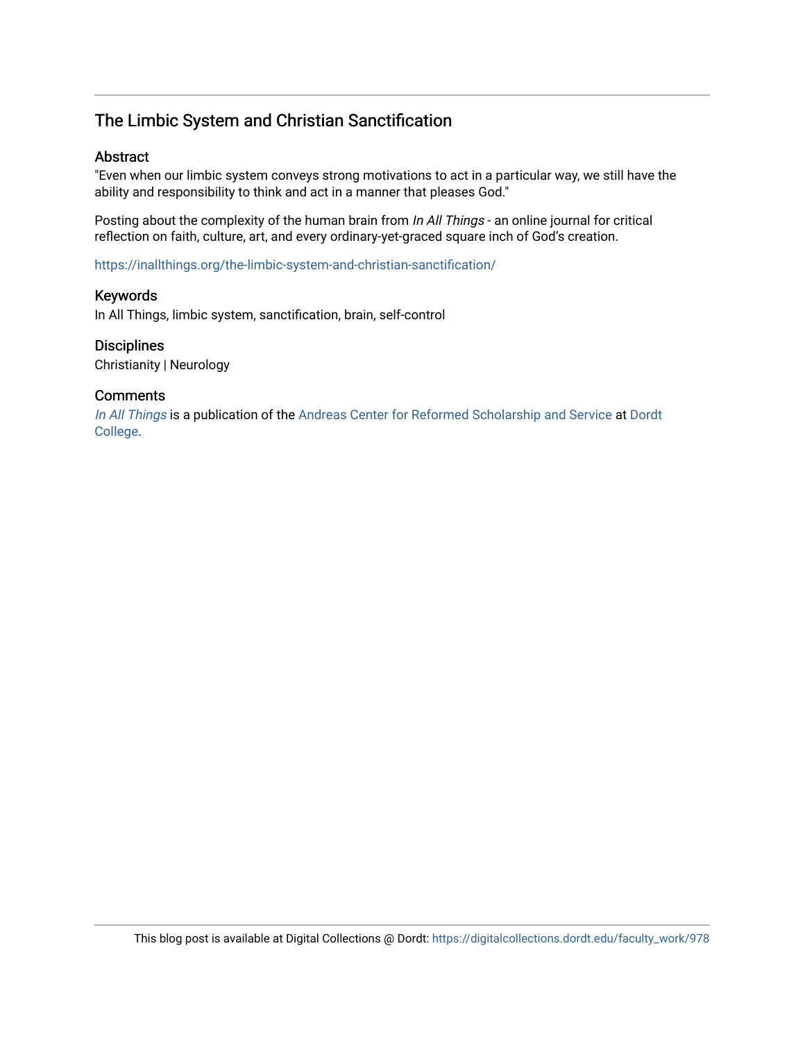# The Limbic System and Christian Sanctification

## Abstract

"Even when our limbic system conveys strong motivations to act in a particular way, we still have the ability and responsibility to think and act in a manner that pleases God."

Posting about the complexity of the human brain from *In All Things* - an online journal for critical reflection on faith, culture, art, and every ordinary-yet-graced square inch of God's creation.

https://inallthings.org/the-limbic-system-and-christian-sanctification/

## Keywords

In All Things, limbic system, sanctification, brain, self-control

## Disciplines

Christianity | Neurology

## Comments

*In All Things* is a publication of the Andreas Center for Reformed Scholarship and Service at Dordt College.

This blog post is available at Digital Collections @ Dordt: https://digitalcollections.dordt.edu/faculty_work/978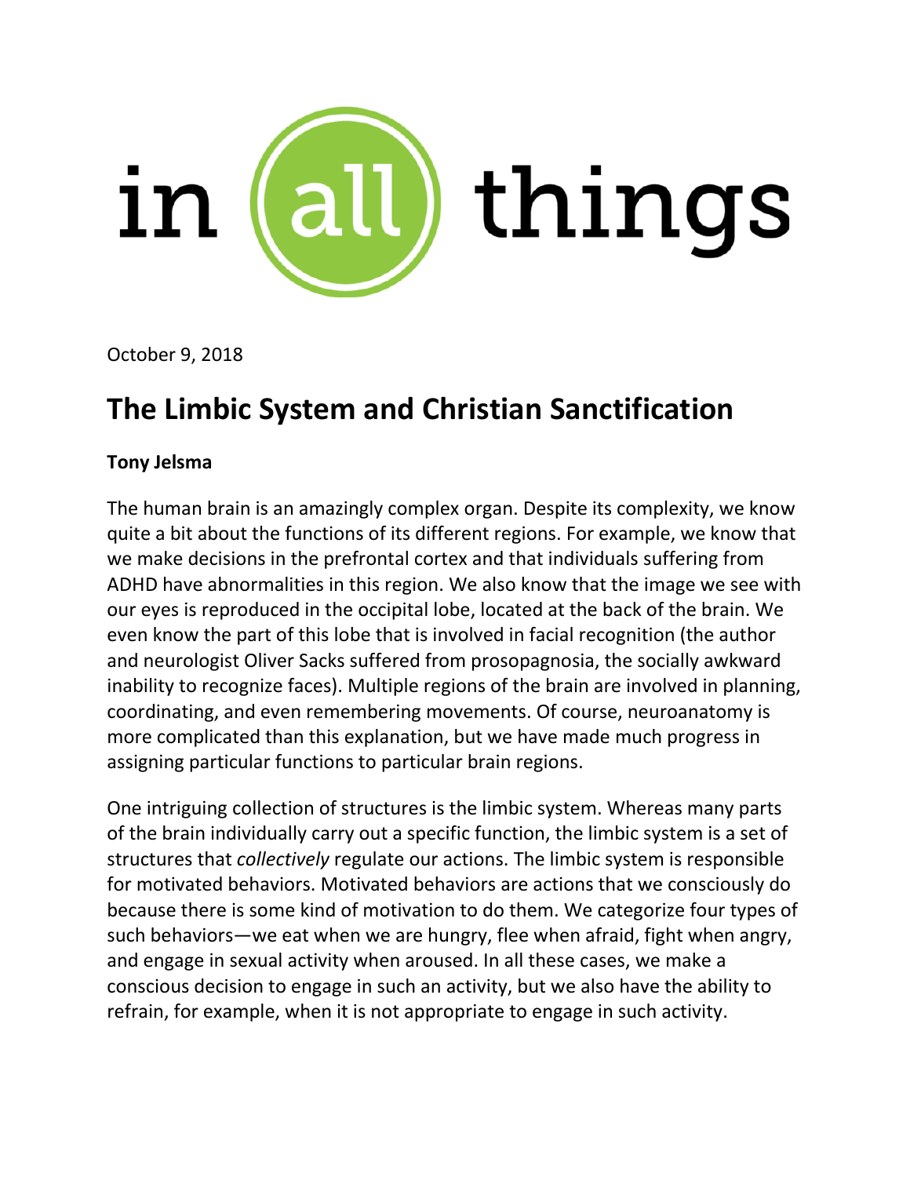October 9, 2018

# The Limbic System and Christian Sanctification

**Tony Jelsma**

The human brain is an amazingly complex organ. Despite its complexity, we know quite a bit about the functions of its different regions. For example, we know that we make decisions in the prefrontal cortex and that individuals suffering from ADHD have abnormalities in this region. We also know that the image we see with our eyes is reproduced in the occipital lobe, located at the back of the brain. We even know the part of this lobe that is involved in facial recognition (the author and neurologist Oliver Sacks suffered from prosopagnosia, the socially awkward inability to recognize faces). Multiple regions of the brain are involved in planning, coordinating, and even remembering movements. Of course, neuroanatomy is more complicated than this explanation, but we have made much progress in assigning particular functions to particular brain regions.

One intriguing collection of structures is the limbic system. Whereas many parts of the brain individually carry out a specific function, the limbic system is a set of structures that *collectively* regulate our actions. The limbic system is responsible for motivated behaviors. Motivated behaviors are actions that we consciously do because there is some kind of motivation to do them. We categorize four types of such behaviors—we eat when we are hungry, flee when afraid, fight when angry, and engage in sexual activity when aroused. In all these cases, we make a conscious decision to engage in such an activity, but we also have the ability to refrain, for example, when it is not appropriate to engage in such activity.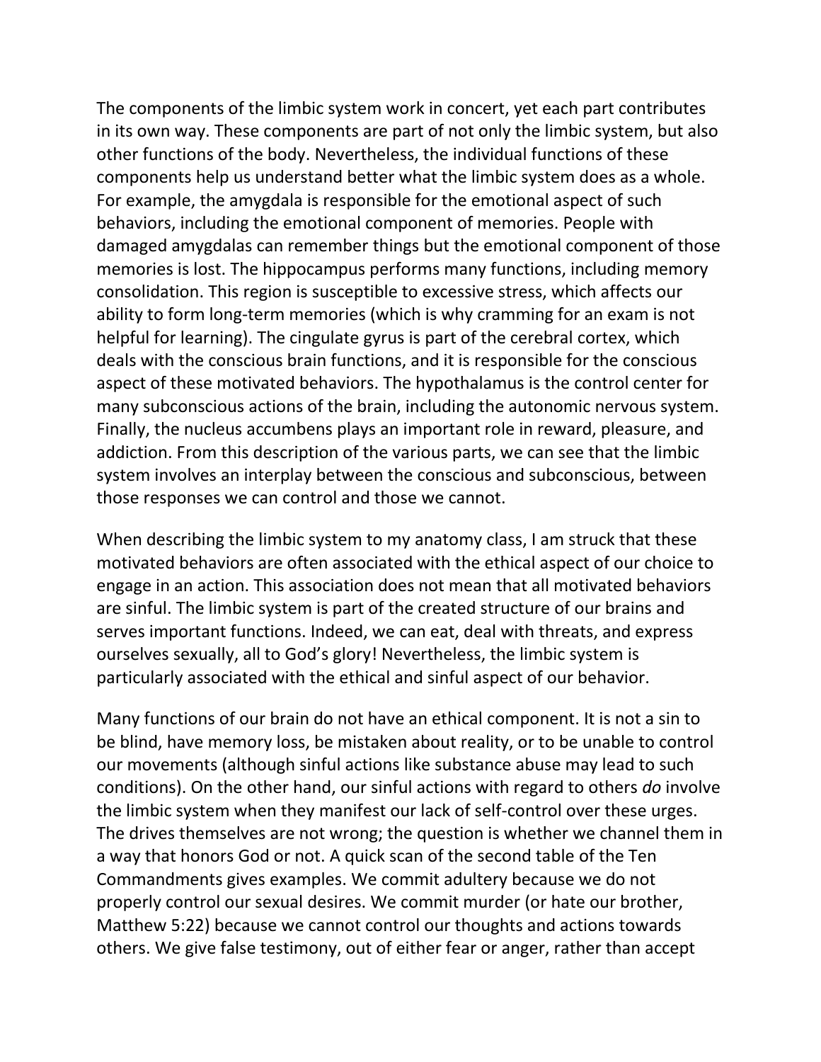The components of the limbic system work in concert, yet each part contributes in its own way. These components are part of not only the limbic system, but also other functions of the body. Nevertheless, the individual functions of these components help us understand better what the limbic system does as a whole. For example, the amygdala is responsible for the emotional aspect of such behaviors, including the emotional component of memories. People with damaged amygdalas can remember things but the emotional component of those memories is lost. The hippocampus performs many functions, including memory consolidation. This region is susceptible to excessive stress, which affects our ability to form long-term memories (which is why cramming for an exam is not helpful for learning). The cingulate gyrus is part of the cerebral cortex, which deals with the conscious brain functions, and it is responsible for the conscious aspect of these motivated behaviors. The hypothalamus is the control center for many subconscious actions of the brain, including the autonomic nervous system. Finally, the nucleus accumbens plays an important role in reward, pleasure, and addiction. From this description of the various parts, we can see that the limbic system involves an interplay between the conscious and subconscious, between those responses we can control and those we cannot.

When describing the limbic system to my anatomy class, I am struck that these motivated behaviors are often associated with the ethical aspect of our choice to engage in an action. This association does not mean that all motivated behaviors are sinful. The limbic system is part of the created structure of our brains and serves important functions. Indeed, we can eat, deal with threats, and express ourselves sexually, all to God's glory! Nevertheless, the limbic system is particularly associated with the ethical and sinful aspect of our behavior.

Many functions of our brain do not have an ethical component. It is not a sin to be blind, have memory loss, be mistaken about reality, or to be unable to control our movements (although sinful actions like substance abuse may lead to such conditions). On the other hand, our sinful actions with regard to others *do* involve the limbic system when they manifest our lack of self-control over these urges. The drives themselves are not wrong; the question is whether we channel them in a way that honors God or not. A quick scan of the second table of the Ten Commandments gives examples. We commit adultery because we do not properly control our sexual desires. We commit murder (or hate our brother, Matthew 5:22) because we cannot control our thoughts and actions towards others. We give false testimony, out of either fear or anger, rather than accept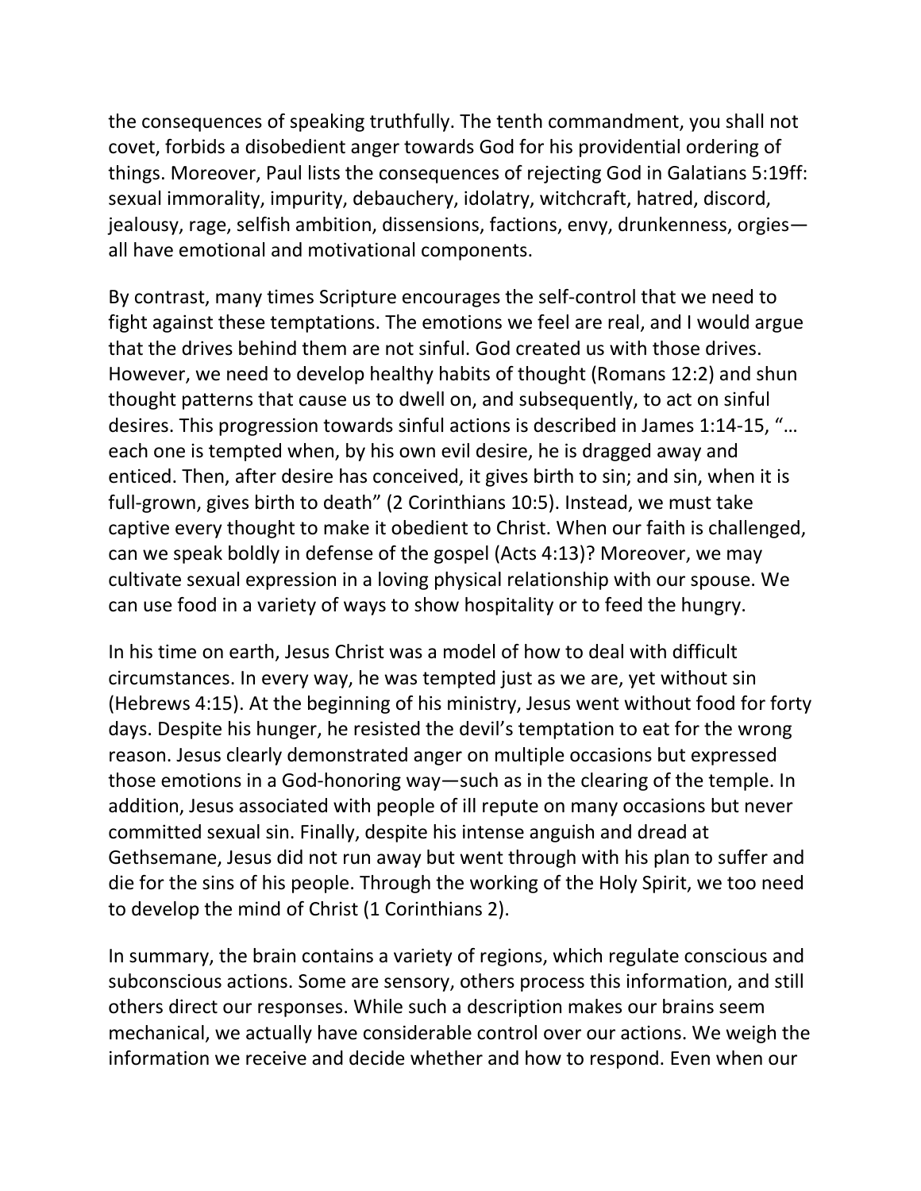the consequences of speaking truthfully. The tenth commandment, you shall not covet, forbids a disobedient anger towards God for his providential ordering of things. Moreover, Paul lists the consequences of rejecting God in Galatians 5:19ff: sexual immorality, impurity, debauchery, idolatry, witchcraft, hatred, discord, jealousy, rage, selfish ambition, dissensions, factions, envy, drunkenness, orgies—all have emotional and motivational components.

By contrast, many times Scripture encourages the self-control that we need to fight against these temptations. The emotions we feel are real, and I would argue that the drives behind them are not sinful. God created us with those drives. However, we need to develop healthy habits of thought (Romans 12:2) and shun thought patterns that cause us to dwell on, and subsequently, to act on sinful desires. This progression towards sinful actions is described in James 1:14-15, "…each one is tempted when, by his own evil desire, he is dragged away and enticed. Then, after desire has conceived, it gives birth to sin; and sin, when it is full-grown, gives birth to death" (2 Corinthians 10:5). Instead, we must take captive every thought to make it obedient to Christ. When our faith is challenged, can we speak boldly in defense of the gospel (Acts 4:13)? Moreover, we may cultivate sexual expression in a loving physical relationship with our spouse. We can use food in a variety of ways to show hospitality or to feed the hungry.

In his time on earth, Jesus Christ was a model of how to deal with difficult circumstances. In every way, he was tempted just as we are, yet without sin (Hebrews 4:15). At the beginning of his ministry, Jesus went without food for forty days. Despite his hunger, he resisted the devil's temptation to eat for the wrong reason. Jesus clearly demonstrated anger on multiple occasions but expressed those emotions in a God-honoring way—such as in the clearing of the temple. In addition, Jesus associated with people of ill repute on many occasions but never committed sexual sin. Finally, despite his intense anguish and dread at Gethsemane, Jesus did not run away but went through with his plan to suffer and die for the sins of his people. Through the working of the Holy Spirit, we too need to develop the mind of Christ (1 Corinthians 2).

In summary, the brain contains a variety of regions, which regulate conscious and subconscious actions. Some are sensory, others process this information, and still others direct our responses. While such a description makes our brains seem mechanical, we actually have considerable control over our actions. We weigh the information we receive and decide whether and how to respond. Even when our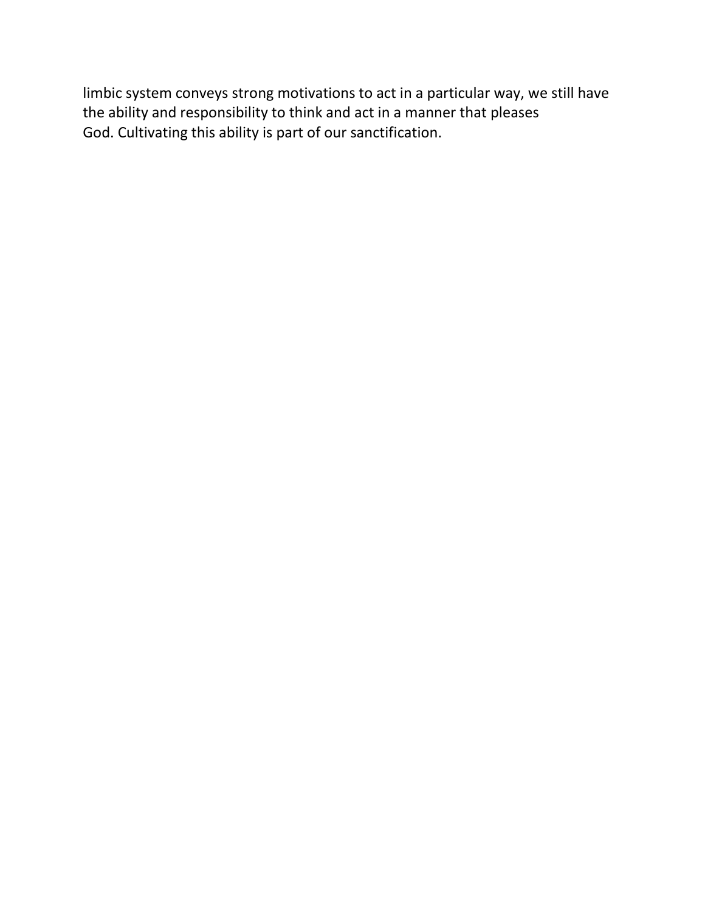limbic system conveys strong motivations to act in a particular way, we still have the ability and responsibility to think and act in a manner that pleases God. Cultivating this ability is part of our sanctification.